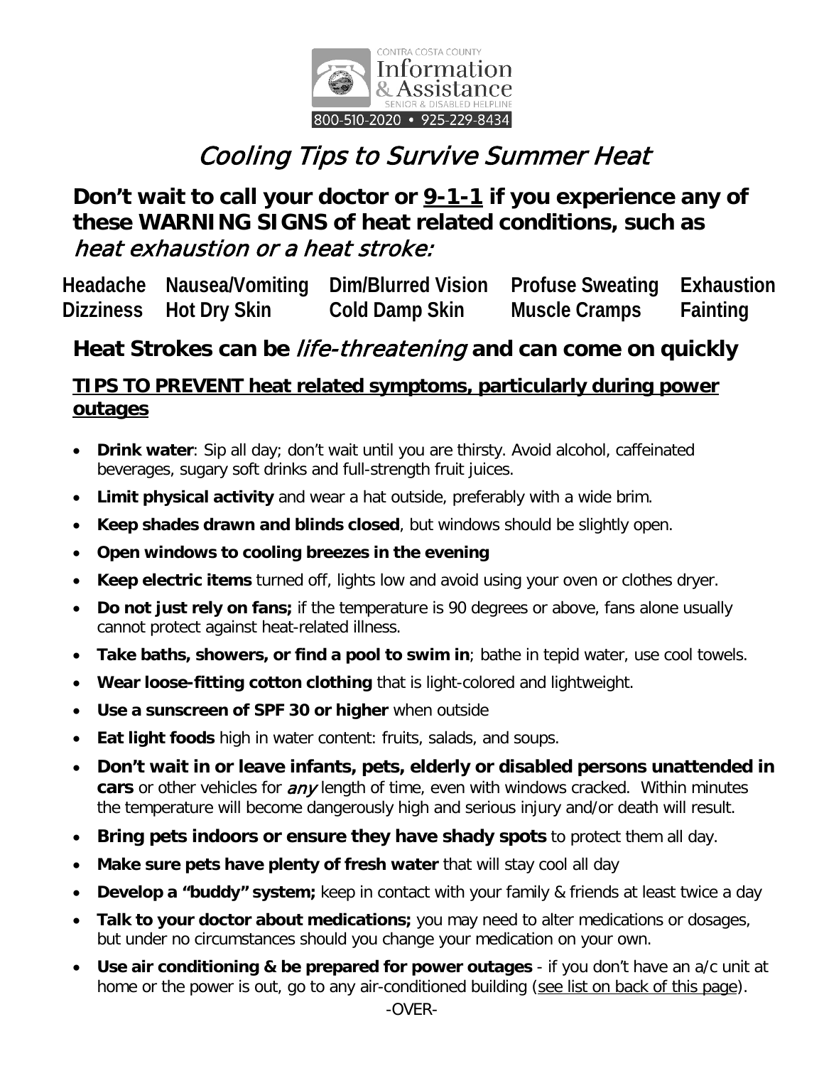CONTRA COSTA COUNTY
Information & Assistance
SENIOR & DISABLED HELPLINE
800-510-2020 • 925-229-8434

# *Cooling Tips to Survive Summer Heat*

## Don't wait to call your doctor or 9-1-1 if you experience any of these WARNING SIGNS of heat related conditions, such as *heat exhaustion or a heat stroke:*

| Headache | Nausea/Vomiting | Dim/Blurred Vision | Profuse Sweating | Exhaustion |
|---|---|---|---|---|
| Dizziness | Hot Dry Skin | Cold Damp Skin | Muscle Cramps | Fainting |

## Heat Strokes can be *life-threatening* and can come on quickly

### TIPS TO PREVENT heat related symptoms, particularly during power outages

- **Drink water**: Sip all day; don't wait until you are thirsty. Avoid alcohol, caffeinated beverages, sugary soft drinks and full-strength fruit juices.
- **Limit physical activity** and wear a hat outside, preferably with a wide brim.
- **Keep shades drawn and blinds closed**, but windows should be slightly open.
- **Open windows to cooling breezes in the evening**
- **Keep electric items** turned off, lights low and avoid using your oven or clothes dryer.
- **Do not just rely on fans;** if the temperature is 90 degrees or above, fans alone usually cannot protect against heat-related illness.
- **Take baths, showers, or find a pool to swim in**; bathe in tepid water, use cool towels.
- **Wear loose-fitting cotton clothing** that is light-colored and lightweight.
- **Use a sunscreen of SPF 30 or higher** when outside
- **Eat light foods** high in water content: fruits, salads, and soups.
- **Don't wait in or leave infants, pets, elderly or disabled persons unattended in cars** or other vehicles for *any* length of time, even with windows cracked. Within minutes the temperature will become dangerously high and serious injury and/or death will result.
- **Bring pets indoors or ensure they have shady spots** to protect them all day.
- **Make sure pets have plenty of fresh water** that will stay cool all day
- **Develop a "buddy" system;** keep in contact with your family & friends at least twice a day
- **Talk to your doctor about medications;** you may need to alter medications or dosages, but under no circumstances should you change your medication on your own.
- **Use air conditioning & be prepared for power outages** - if you don't have an a/c unit at home or the power is out, go to any air-conditioned building (see list on back of this page).

-OVER-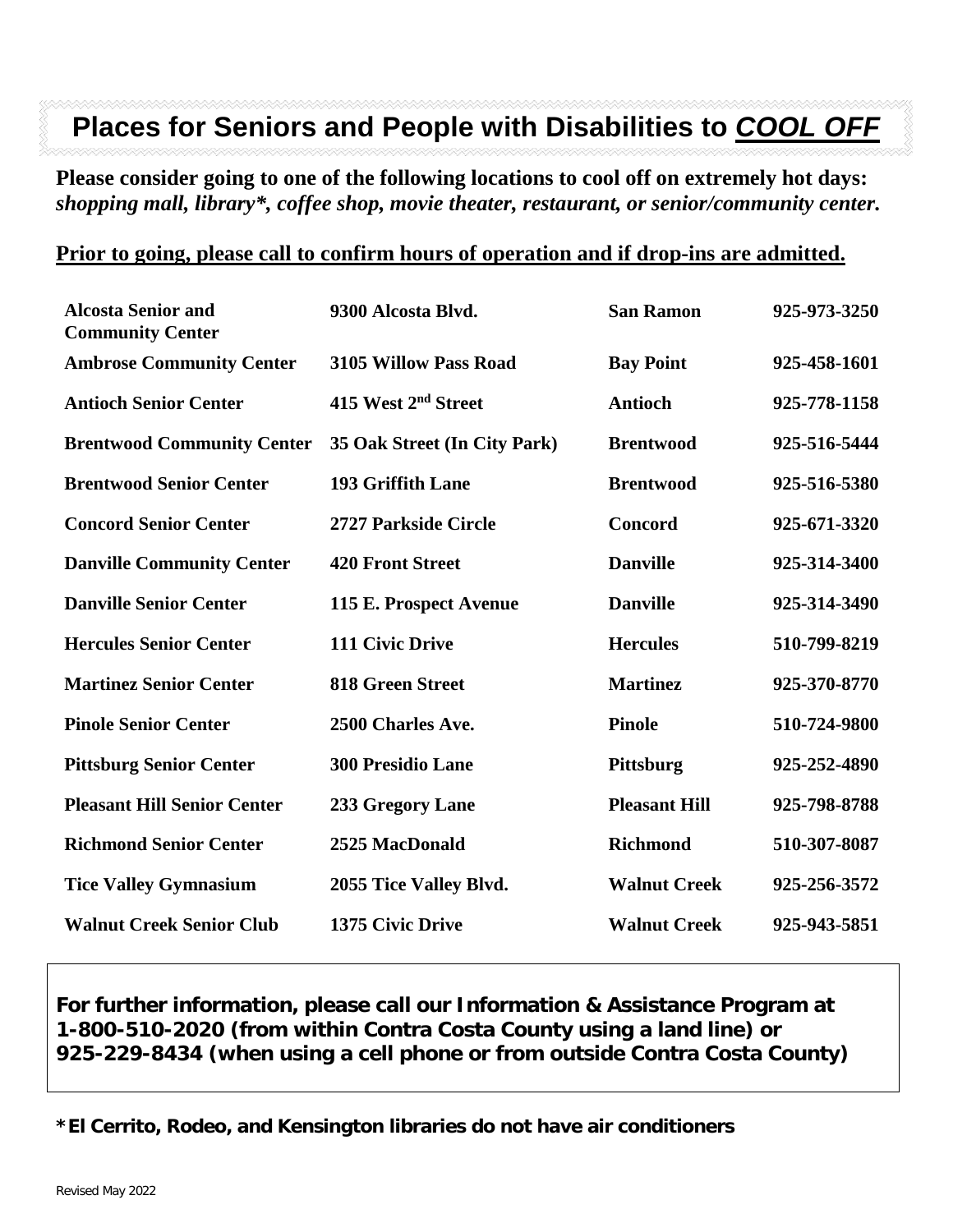# Places for Seniors and People with Disabilities to *COOL OFF*

**Please consider going to one of the following locations to cool off on extremely hot days:** ***shopping mall, library*, coffee shop, movie theater, restaurant, or senior/community center.***

**Prior to going, please call to confirm hours of operation and if drop-ins are admitted.**

| | | | |
|---|---|---|---|
| **Alcosta Senior and Community Center** | **9300 Alcosta Blvd.** | **San Ramon** | **925-973-3250** |
| **Ambrose Community Center** | **3105 Willow Pass Road** | **Bay Point** | **925-458-1601** |
| **Antioch Senior Center** | **415 West 2nd Street** | **Antioch** | **925-778-1158** |
| **Brentwood Community Center** | **35 Oak Street (In City Park)** | **Brentwood** | **925-516-5444** |
| **Brentwood Senior Center** | **193 Griffith Lane** | **Brentwood** | **925-516-5380** |
| **Concord Senior Center** | **2727 Parkside Circle** | **Concord** | **925-671-3320** |
| **Danville Community Center** | **420 Front Street** | **Danville** | **925-314-3400** |
| **Danville Senior Center** | **115 E. Prospect Avenue** | **Danville** | **925-314-3490** |
| **Hercules Senior Center** | **111 Civic Drive** | **Hercules** | **510-799-8219** |
| **Martinez Senior Center** | **818 Green Street** | **Martinez** | **925-370-8770** |
| **Pinole Senior Center** | **2500 Charles Ave.** | **Pinole** | **510-724-9800** |
| **Pittsburg Senior Center** | **300 Presidio Lane** | **Pittsburg** | **925-252-4890** |
| **Pleasant Hill Senior Center** | **233 Gregory Lane** | **Pleasant Hill** | **925-798-8788** |
| **Richmond Senior Center** | **2525 MacDonald** | **Richmond** | **510-307-8087** |
| **Tice Valley Gymnasium** | **2055 Tice Valley Blvd.** | **Walnut Creek** | **925-256-3572** |
| **Walnut Creek Senior Club** | **1375 Civic Drive** | **Walnut Creek** | **925-943-5851** |

**For further information, please call our Information & Assistance Program at 1-800-510-2020 (from within Contra Costa County using a land line) or 925-229-8434 (when using a cell phone or from outside Contra Costa County)**

**\*El Cerrito, Rodeo, and Kensington libraries do not have air conditioners**

Revised May 2022